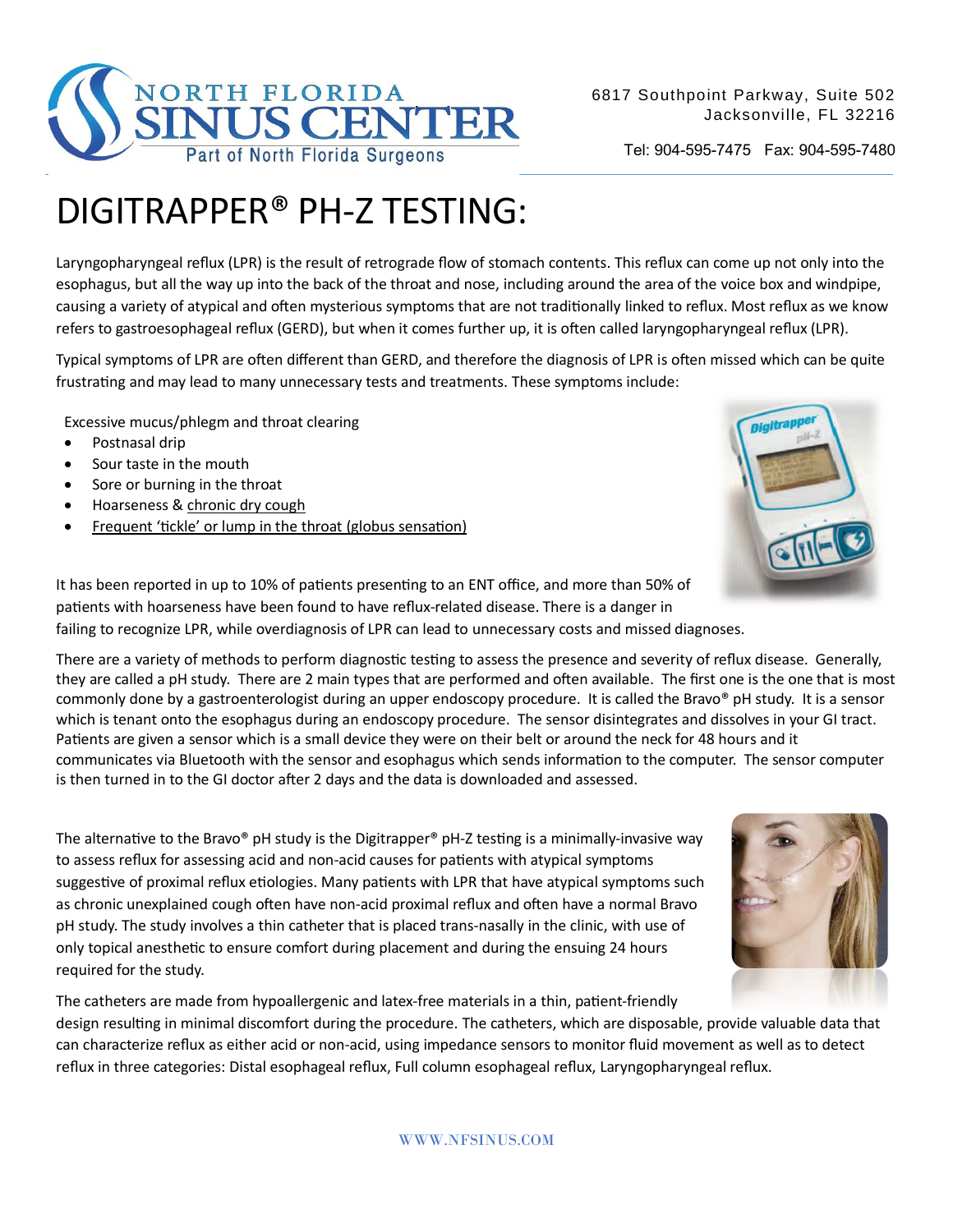NORTH FLORIDA
SINUS CENTER
Part of North Florida Surgeons

6817 Southpoint Parkway, Suite 502
Jacksonville, FL 32216

Tel: 904-595-7475 Fax: 904-595-7480

# DIGITRAPPER® PH-Z TESTING:

Laryngopharyngeal reflux (LPR) is the result of retrograde flow of stomach contents. This reflux can come up not only into the esophagus, but all the way up into the back of the throat and nose, including around the area of the voice box and windpipe, causing a variety of atypical and often mysterious symptoms that are not traditionally linked to reflux. Most reflux as we know refers to gastroesophageal reflux (GERD), but when it comes further up, it is often called laryngopharyngeal reflux (LPR).

Typical symptoms of LPR are often different than GERD, and therefore the diagnosis of LPR is often missed which can be quite frustrating and may lead to many unnecessary tests and treatments. These symptoms include:

Excessive mucus/phlegm and throat clearing
- Postnasal drip
- Sour taste in the mouth
- Sore or burning in the throat
- Hoarseness & chronic dry cough
- Frequent 'tickle' or lump in the throat (globus sensation)

It has been reported in up to 10% of patients presenting to an ENT office, and more than 50% of patients with hoarseness have been found to have reflux-related disease. There is a danger in failing to recognize LPR, while overdiagnosis of LPR can lead to unnecessary costs and missed diagnoses.

There are a variety of methods to perform diagnostic testing to assess the presence and severity of reflux disease. Generally, they are called a pH study. There are 2 main types that are performed and often available. The first one is the one that is most commonly done by a gastroenterologist during an upper endoscopy procedure. It is called the Bravo® pH study. It is a sensor which is tenant onto the esophagus during an endoscopy procedure. The sensor disintegrates and dissolves in your GI tract. Patients are given a sensor which is a small device they were on their belt or around the neck for 48 hours and it communicates via Bluetooth with the sensor and esophagus which sends information to the computer. The sensor computer is then turned in to the GI doctor after 2 days and the data is downloaded and assessed.

The alternative to the Bravo® pH study is the Digitrapper® pH-Z testing is a minimally-invasive way to assess reflux for assessing acid and non-acid causes for patients with atypical symptoms suggestive of proximal reflux etiologies. Many patients with LPR that have atypical symptoms such as chronic unexplained cough often have non-acid proximal reflux and often have a normal Bravo pH study. The study involves a thin catheter that is placed trans-nasally in the clinic, with use of only topical anesthetic to ensure comfort during placement and during the ensuing 24 hours required for the study.

The catheters are made from hypoallergenic and latex-free materials in a thin, patient-friendly design resulting in minimal discomfort during the procedure. The catheters, which are disposable, provide valuable data that can characterize reflux as either acid or non-acid, using impedance sensors to monitor fluid movement as well as to detect reflux in three categories: Distal esophageal reflux, Full column esophageal reflux, Laryngopharyngeal reflux.

WWW.NFSINUS.COM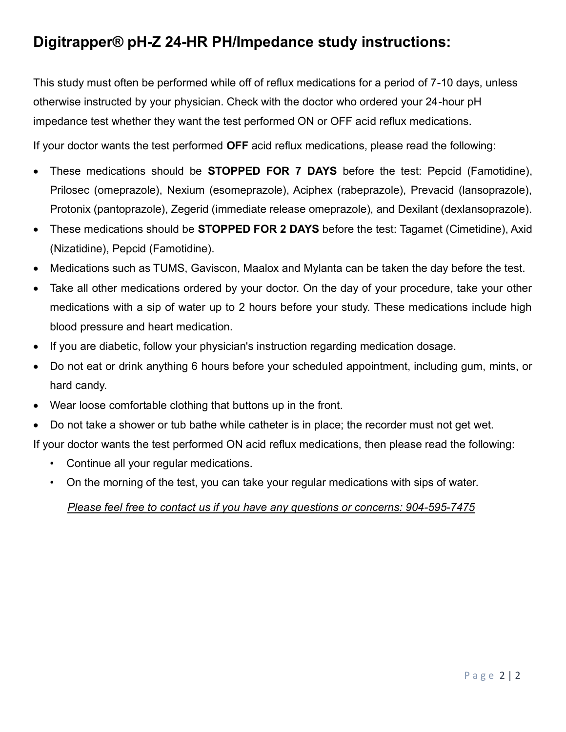## Digitrapper® pH-Z 24-HR PH/Impedance study instructions:

This study must often be performed while off of reflux medications for a period of 7-10 days, unless otherwise instructed by your physician. Check with the doctor who ordered your 24-hour pH impedance test whether they want the test performed ON or OFF acid reflux medications.

If your doctor wants the test performed **OFF** acid reflux medications, please read the following:

- These medications should be **STOPPED FOR 7 DAYS** before the test: Pepcid (Famotidine), Prilosec (omeprazole), Nexium (esomeprazole), Aciphex (rabeprazole), Prevacid (lansoprazole), Protonix (pantoprazole), Zegerid (immediate release omeprazole), and Dexilant (dexlansoprazole).
- These medications should be **STOPPED FOR 2 DAYS** before the test: Tagamet (Cimetidine), Axid (Nizatidine), Pepcid (Famotidine).
- Medications such as TUMS, Gaviscon, Maalox and Mylanta can be taken the day before the test.
- Take all other medications ordered by your doctor. On the day of your procedure, take your other medications with a sip of water up to 2 hours before your study. These medications include high blood pressure and heart medication.
- If you are diabetic, follow your physician's instruction regarding medication dosage.
- Do not eat or drink anything 6 hours before your scheduled appointment, including gum, mints, or hard candy.
- Wear loose comfortable clothing that buttons up in the front.
- Do not take a shower or tub bathe while catheter is in place; the recorder must not get wet.

If your doctor wants the test performed ON acid reflux medications, then please read the following:

- Continue all your regular medications.
- On the morning of the test, you can take your regular medications with sips of water.

*Please feel free to contact us if you have any questions or concerns: 904-595-7475*